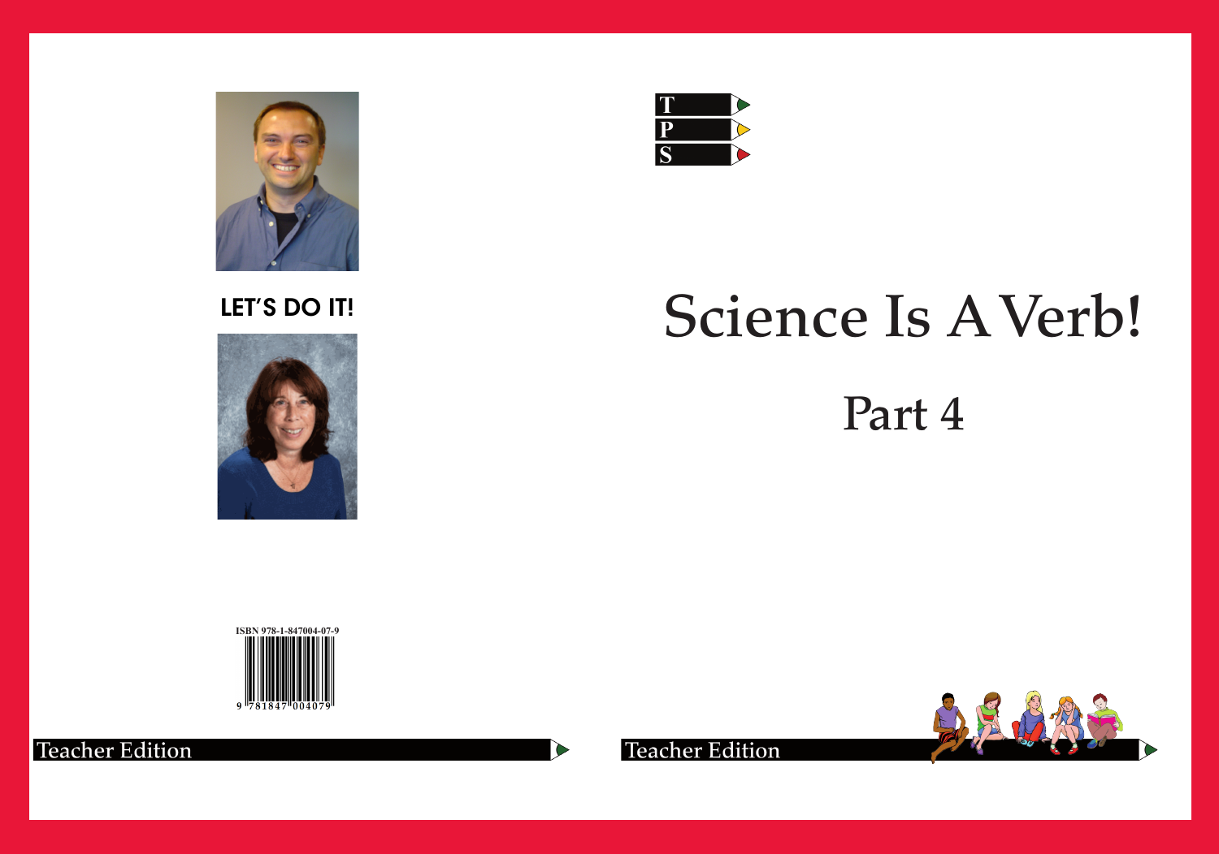T
P
S

# Science Is A Verb!

## Part 4

**LET'S DO IT!**

ISBN 978-1-847004-07-9

9 781847 004079

Teacher Edition

Teacher Edition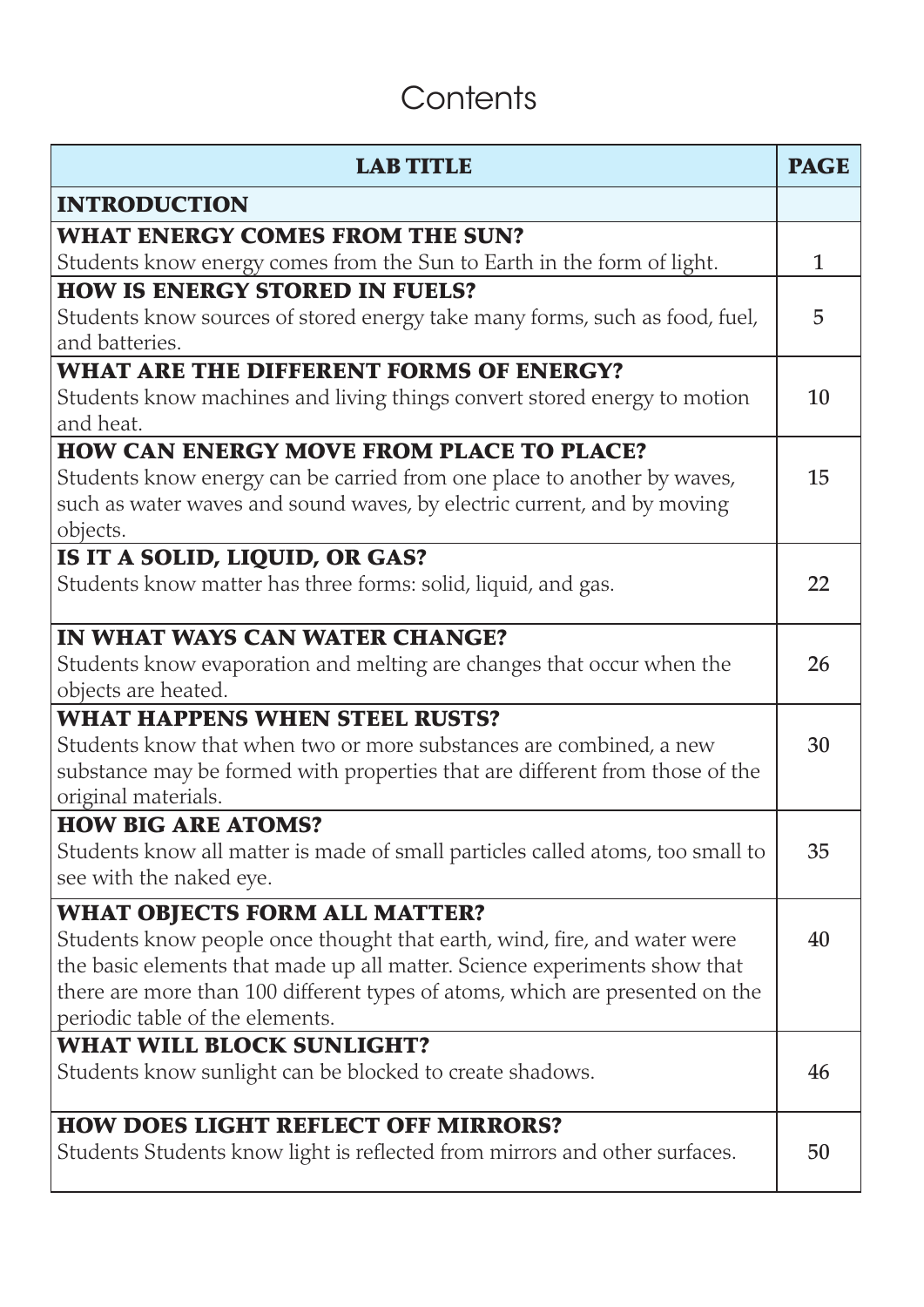# Contents

| LAB TITLE | PAGE |
|---|---|
| **INTRODUCTION** | |
| **WHAT ENERGY COMES FROM THE SUN?** Students know energy comes from the Sun to Earth in the form of light. | 1 |
| **HOW IS ENERGY STORED IN FUELS?** Students know sources of stored energy take many forms, such as food, fuel, and batteries. | 5 |
| **WHAT ARE THE DIFFERENT FORMS OF ENERGY?** Students know machines and living things convert stored energy to motion and heat. | 10 |
| **HOW CAN ENERGY MOVE FROM PLACE TO PLACE?** Students know energy can be carried from one place to another by waves, such as water waves and sound waves, by electric current, and by moving objects. | 15 |
| **IS IT A SOLID, LIQUID, OR GAS?** Students know matter has three forms: solid, liquid, and gas. | 22 |
| **IN WHAT WAYS CAN WATER CHANGE?** Students know evaporation and melting are changes that occur when the objects are heated. | 26 |
| **WHAT HAPPENS WHEN STEEL RUSTS?** Students know that when two or more substances are combined, a new substance may be formed with properties that are different from those of the original materials. | 30 |
| **HOW BIG ARE ATOMS?** Students know all matter is made of small particles called atoms, too small to see with the naked eye. | 35 |
| **WHAT OBJECTS FORM ALL MATTER?** Students know people once thought that earth, wind, fire, and water were the basic elements that made up all matter. Science experiments show that there are more than 100 different types of atoms, which are presented on the periodic table of the elements. | 40 |
| **WHAT WILL BLOCK SUNLIGHT?** Students know sunlight can be blocked to create shadows. | 46 |
| **HOW DOES LIGHT REFLECT OFF MIRRORS?** Students Students know light is reflected from mirrors and other surfaces. | 50 |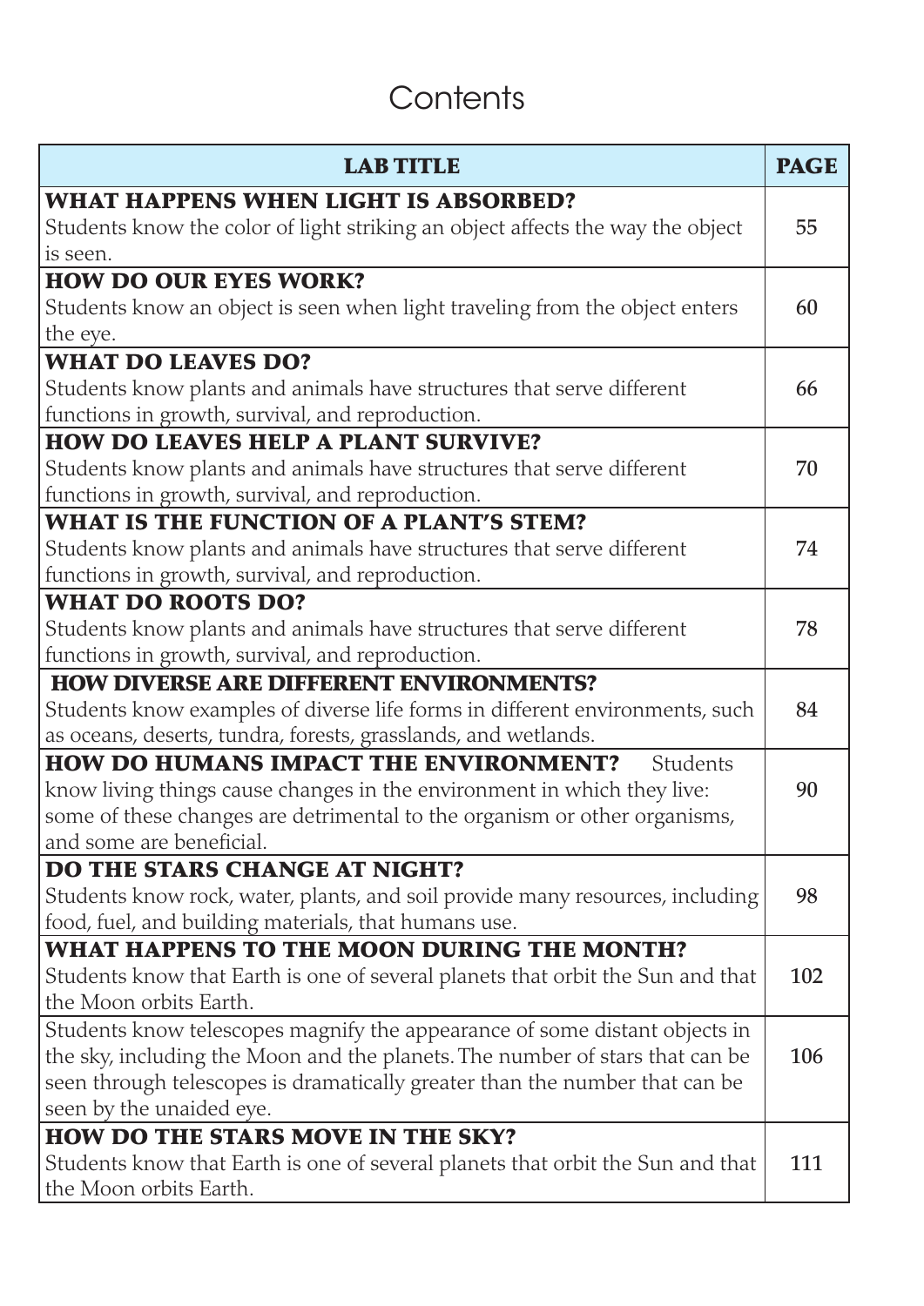# Contents

| LAB TITLE | PAGE |
|---|---|
| **WHAT HAPPENS WHEN LIGHT IS ABSORBED?** Students know the color of light striking an object affects the way the object is seen. | 55 |
| **HOW DO OUR EYES WORK?** Students know an object is seen when light traveling from the object enters the eye. | 60 |
| **WHAT DO LEAVES DO?** Students know plants and animals have structures that serve different functions in growth, survival, and reproduction. | 66 |
| **HOW DO LEAVES HELP A PLANT SURVIVE?** Students know plants and animals have structures that serve different functions in growth, survival, and reproduction. | 70 |
| **WHAT IS THE FUNCTION OF A PLANT'S STEM?** Students know plants and animals have structures that serve different functions in growth, survival, and reproduction. | 74 |
| **WHAT DO ROOTS DO?** Students know plants and animals have structures that serve different functions in growth, survival, and reproduction. | 78 |
| **HOW DIVERSE ARE DIFFERENT ENVIRONMENTS?** Students know examples of diverse life forms in different environments, such as oceans, deserts, tundra, forests, grasslands, and wetlands. | 84 |
| **HOW DO HUMANS IMPACT THE ENVIRONMENT?** Students know living things cause changes in the environment in which they live: some of these changes are detrimental to the organism or other organisms, and some are beneficial. | 90 |
| **DO THE STARS CHANGE AT NIGHT?** Students know rock, water, plants, and soil provide many resources, including food, fuel, and building materials, that humans use. | 98 |
| **WHAT HAPPENS TO THE MOON DURING THE MONTH?** Students know that Earth is one of several planets that orbit the Sun and that the Moon orbits Earth. | 102 |
| Students know telescopes magnify the appearance of some distant objects in the sky, including the Moon and the planets. The number of stars that can be seen through telescopes is dramatically greater than the number that can be seen by the unaided eye. | 106 |
| **HOW DO THE STARS MOVE IN THE SKY?** Students know that Earth is one of several planets that orbit the Sun and that the Moon orbits Earth. | 111 |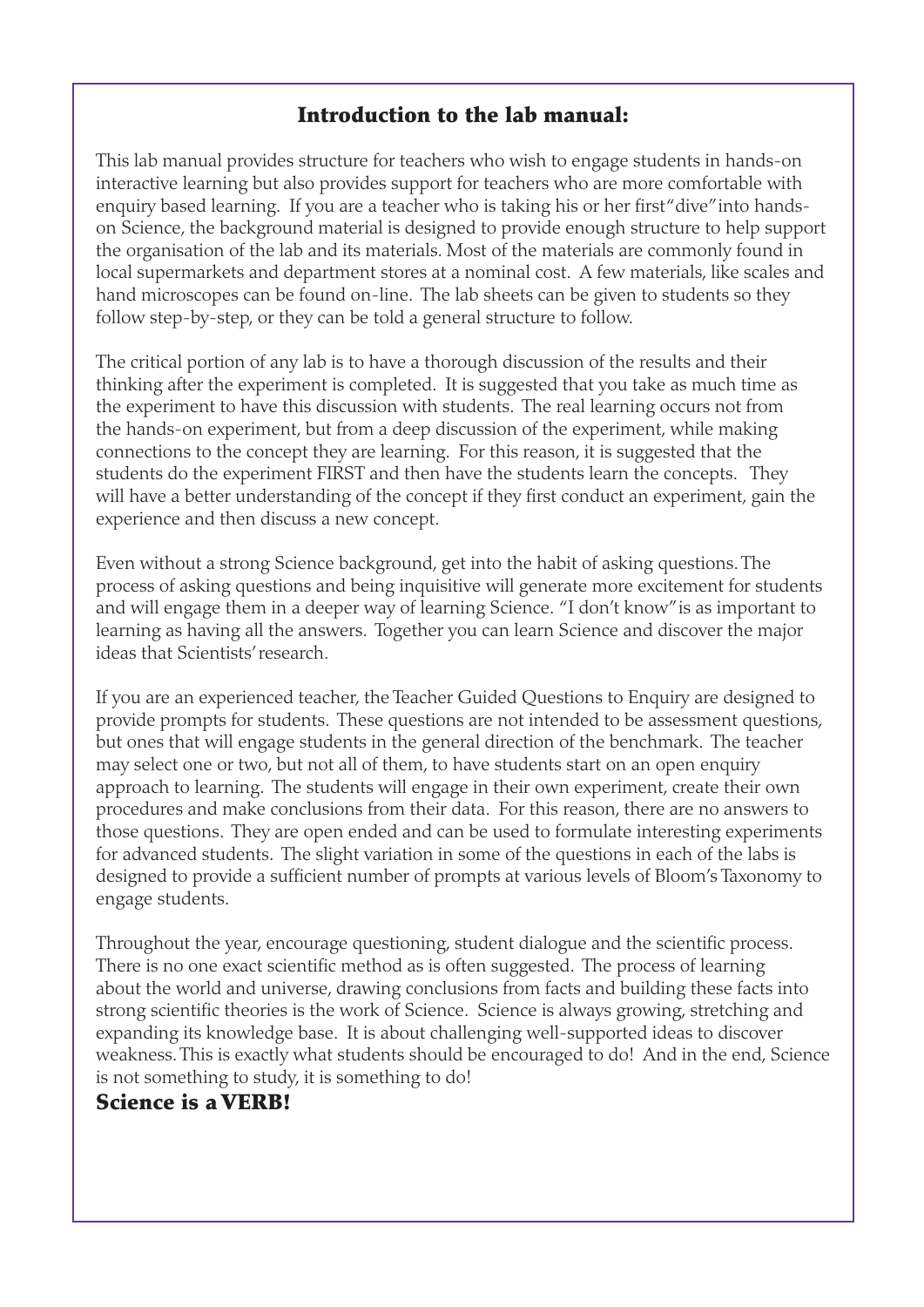## Introduction to the lab manual:

This lab manual provides structure for teachers who wish to engage students in hands-on interactive learning but also provides support for teachers who are more comfortable with enquiry based learning. If you are a teacher who is taking his or her first "dive" into hands-on Science, the background material is designed to provide enough structure to help support the organisation of the lab and its materials. Most of the materials are commonly found in local supermarkets and department stores at a nominal cost. A few materials, like scales and hand microscopes can be found on-line. The lab sheets can be given to students so they follow step-by-step, or they can be told a general structure to follow.

The critical portion of any lab is to have a thorough discussion of the results and their thinking after the experiment is completed. It is suggested that you take as much time as the experiment to have this discussion with students. The real learning occurs not from the hands-on experiment, but from a deep discussion of the experiment, while making connections to the concept they are learning. For this reason, it is suggested that the students do the experiment FIRST and then have the students learn the concepts. They will have a better understanding of the concept if they first conduct an experiment, gain the experience and then discuss a new concept.

Even without a strong Science background, get into the habit of asking questions. The process of asking questions and being inquisitive will generate more excitement for students and will engage them in a deeper way of learning Science. "I don't know" is as important to learning as having all the answers. Together you can learn Science and discover the major ideas that Scientists' research.

If you are an experienced teacher, the Teacher Guided Questions to Enquiry are designed to provide prompts for students. These questions are not intended to be assessment questions, but ones that will engage students in the general direction of the benchmark. The teacher may select one or two, but not all of them, to have students start on an open enquiry approach to learning. The students will engage in their own experiment, create their own procedures and make conclusions from their data. For this reason, there are no answers to those questions. They are open ended and can be used to formulate interesting experiments for advanced students. The slight variation in some of the questions in each of the labs is designed to provide a sufficient number of prompts at various levels of Bloom's Taxonomy to engage students.

Throughout the year, encourage questioning, student dialogue and the scientific process. There is no one exact scientific method as is often suggested. The process of learning about the world and universe, drawing conclusions from facts and building these facts into strong scientific theories is the work of Science. Science is always growing, stretching and expanding its knowledge base. It is about challenging well-supported ideas to discover weakness. This is exactly what students should be encouraged to do! And in the end, Science is not something to study, it is something to do!

**Science is a VERB!**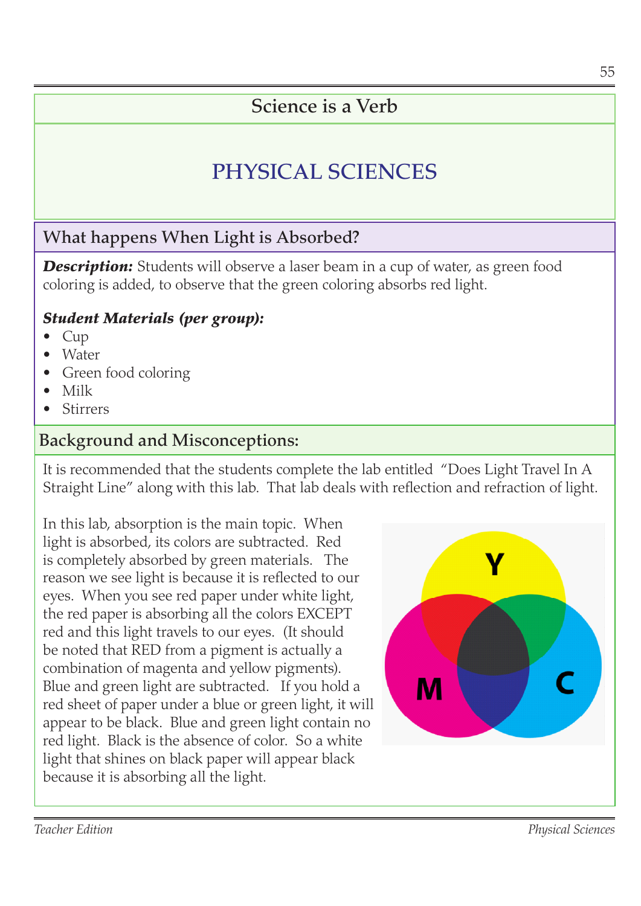## Science is a Verb

# PHYSICAL SCIENCES

## What happens When Light is Absorbed?

***Description:*** Students will observe a laser beam in a cup of water, as green food coloring is added, to observe that the green coloring absorbs red light.

***Student Materials (per group):***

- Cup
- Water
- Green food coloring
- Milk
- Stirrers

## Background and Misconceptions:

It is recommended that the students complete the lab entitled "Does Light Travel In A Straight Line" along with this lab. That lab deals with reflection and refraction of light.

In this lab, absorption is the main topic. When light is absorbed, its colors are subtracted. Red is completely absorbed by green materials. The reason we see light is because it is reflected to our eyes. When you see red paper under white light, the red paper is absorbing all the colors EXCEPT red and this light travels to our eyes. (It should be noted that RED from a pigment is actually a combination of magenta and yellow pigments). Blue and green light are subtracted. If you hold a red sheet of paper under a blue or green light, it will appear to be black. Blue and green light contain no red light. Black is the absence of color. So a white light that shines on black paper will appear black because it is absorbing all the light.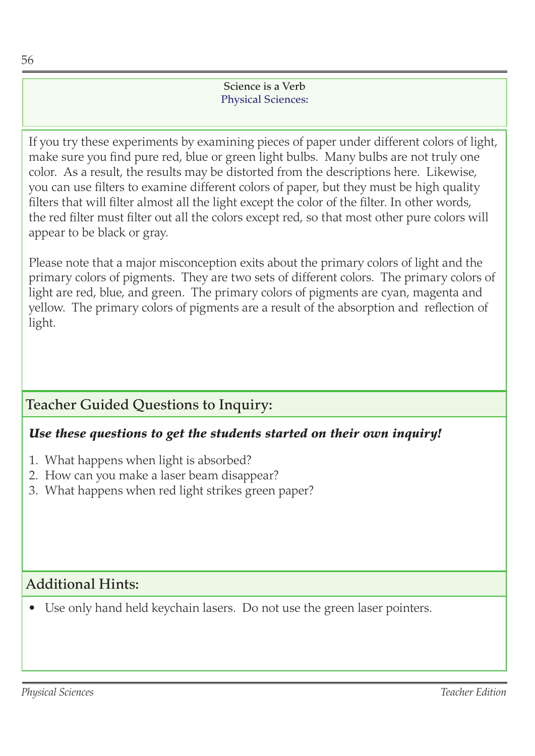**Science is a Verb**
**Physical Sciences:**

If you try these experiments by examining pieces of paper under different colors of light, make sure you find pure red, blue or green light bulbs. Many bulbs are not truly one color. As a result, the results may be distorted from the descriptions here. Likewise, you can use filters to examine different colors of paper, but they must be high quality filters that will filter almost all the light except the color of the filter. In other words, the red filter must filter out all the colors except red, so that most other pure colors will appear to be black or gray.

Please note that a major misconception exits about the primary colors of light and the primary colors of pigments. They are two sets of different colors. The primary colors of light are red, blue, and green. The primary colors of pigments are cyan, magenta and yellow. The primary colors of pigments are a result of the absorption and reflection of light.

## Teacher Guided Questions to Inquiry:

***Use these questions to get the students started on their own inquiry!***

1. What happens when light is absorbed?
2. How can you make a laser beam disappear?
3. What happens when red light strikes green paper?

## Additional Hints:

- Use only hand held keychain lasers. Do not use the green laser pointers.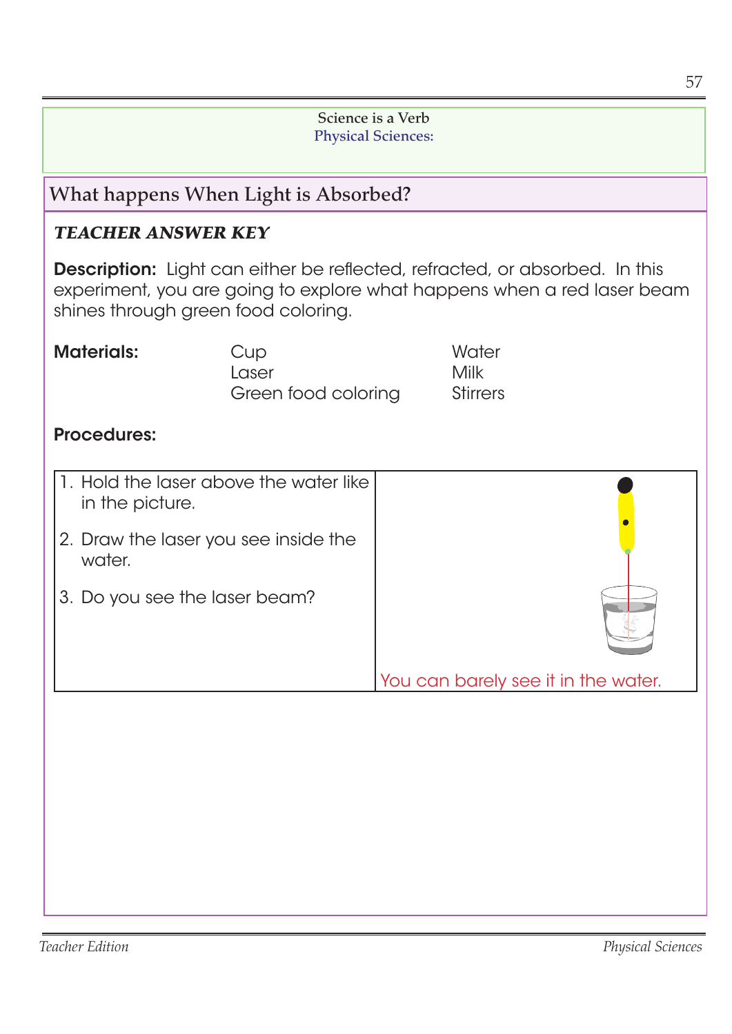Science is a Verb
Physical Sciences:

## What happens When Light is Absorbed?

***TEACHER ANSWER KEY***

**Description:** Light can either be reflected, refracted, or absorbed. In this experiment, you are going to explore what happens when a red laser beam shines through green food coloring.

**Materials:**

| | |
|---|---|
| Cup | Water |
| Laser | Milk |
| Green food coloring | Stirrers |

**Procedures:**

| | |
|---|---|
| 1. Hold the laser above the water like in the picture.<br>2. Draw the laser you see inside the water.<br>3. Do you see the laser beam? | You can barely see it in the water. |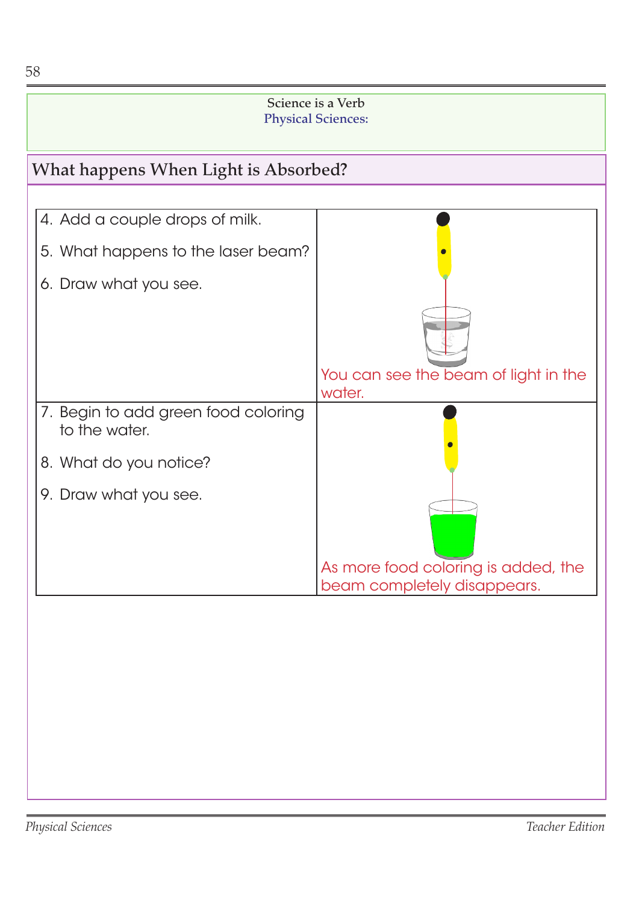Science is a Verb
Physical Sciences:

## What happens When Light is Absorbed?

| | |
|---|---|
| 4. Add a couple drops of milk.<br><br>5. What happens to the laser beam?<br><br>6. Draw what you see. | You can see the beam of light in the water. |
| 7. Begin to add green food coloring to the water.<br><br>8. What do you notice?<br><br>9. Draw what you see. | As more food coloring is added, the beam completely disappears. |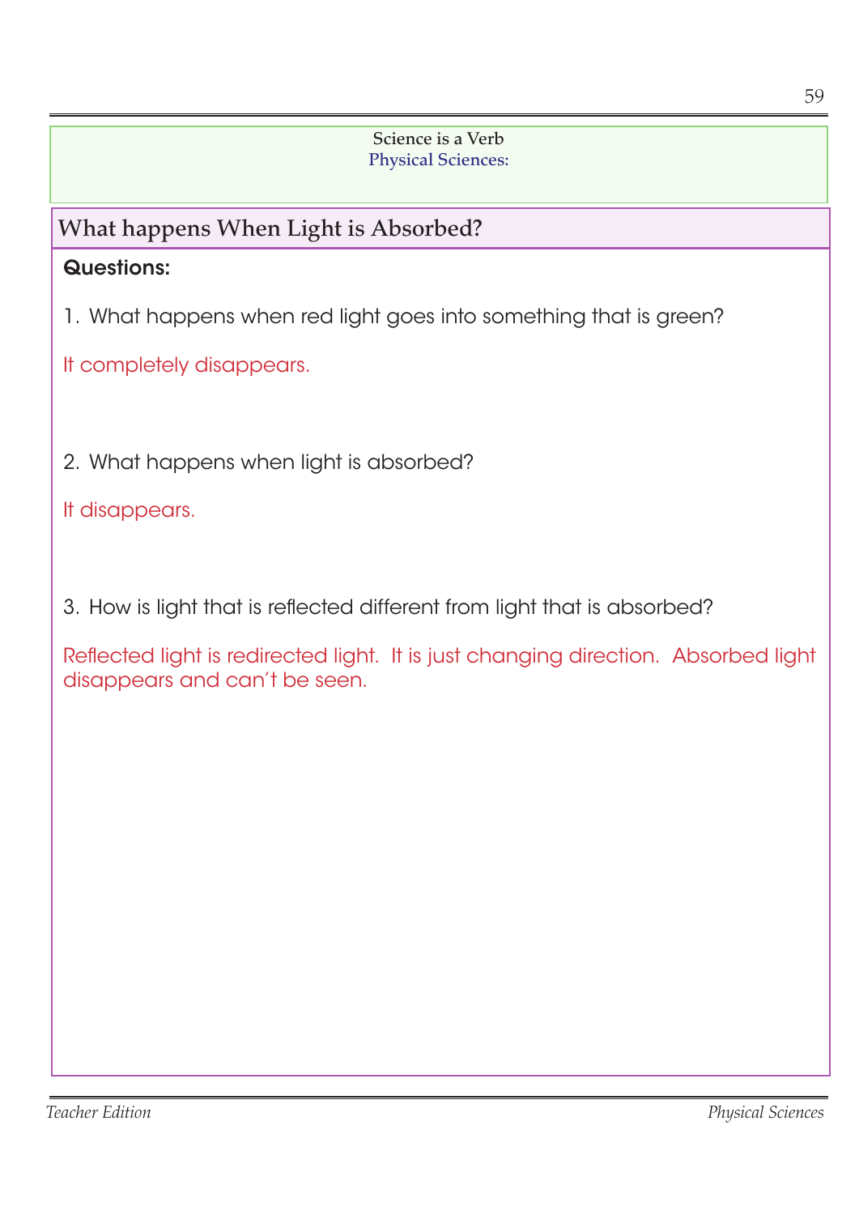Science is a Verb
Physical Sciences:

## What happens When Light is Absorbed?

**Questions:**

1. What happens when red light goes into something that is green?

It completely disappears.

2. What happens when light is absorbed?

It disappears.

3. How is light that is reflected different from light that is absorbed?

Reflected light is redirected light. It is just changing direction. Absorbed light disappears and can't be seen.